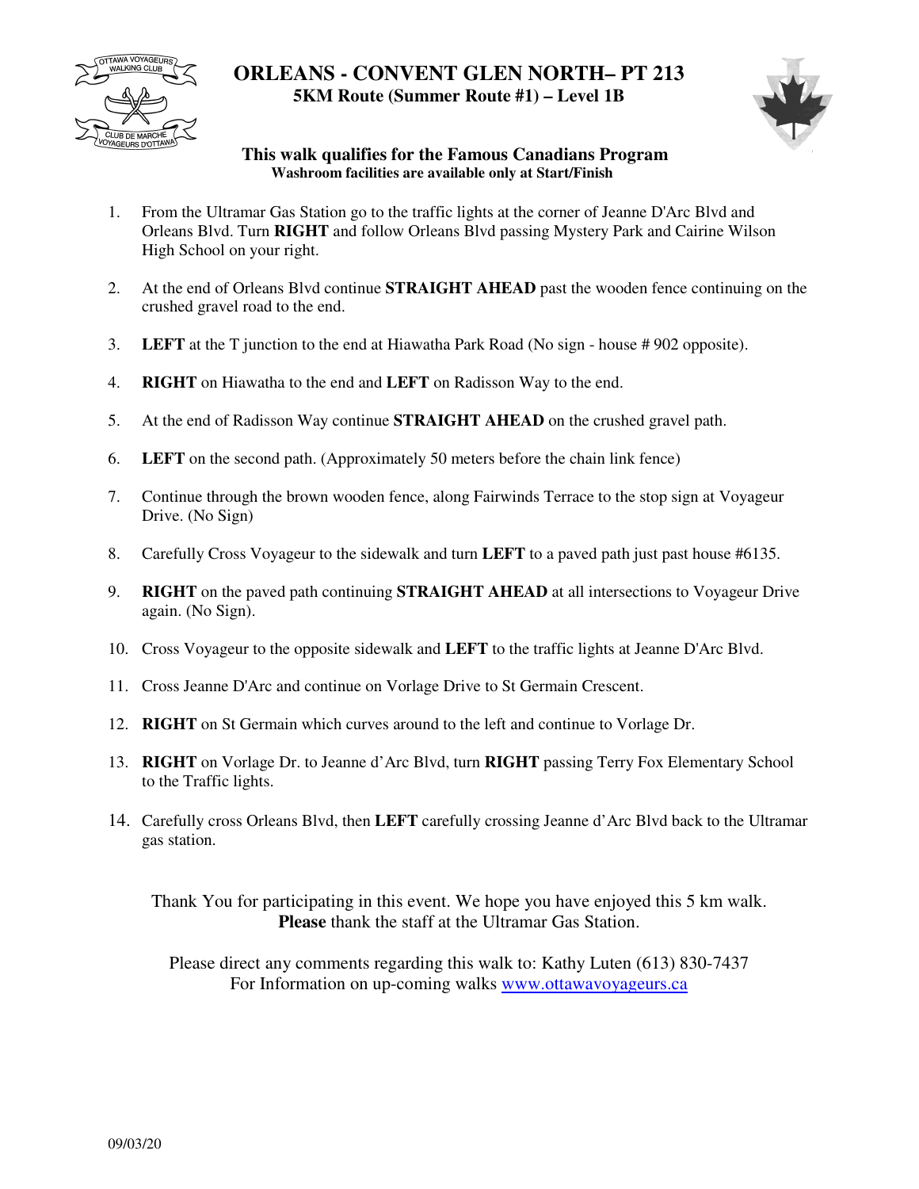# ORLEANS - CONVENT GLEN NORTH– PT 213

**5KM Route (Summer Route #1) – Level 1B**

**This walk qualifies for the Famous Canadians Program**

**Washroom facilities are available only at Start/Finish**

1. From the Ultramar Gas Station go to the traffic lights at the corner of Jeanne D'Arc Blvd and Orleans Blvd. Turn **RIGHT** and follow Orleans Blvd passing Mystery Park and Cairine Wilson High School on your right.
2. At the end of Orleans Blvd continue **STRAIGHT AHEAD** past the wooden fence continuing on the crushed gravel road to the end.
3. **LEFT** at the T junction to the end at Hiawatha Park Road (No sign - house # 902 opposite).
4. **RIGHT** on Hiawatha to the end and **LEFT** on Radisson Way to the end.
5. At the end of Radisson Way continue **STRAIGHT AHEAD** on the crushed gravel path.
6. **LEFT** on the second path. (Approximately 50 meters before the chain link fence)
7. Continue through the brown wooden fence, along Fairwinds Terrace to the stop sign at Voyageur Drive. (No Sign)
8. Carefully Cross Voyageur to the sidewalk and turn **LEFT** to a paved path just past house #6135.
9. **RIGHT** on the paved path continuing **STRAIGHT AHEAD** at all intersections to Voyageur Drive again. (No Sign).
10. Cross Voyageur to the opposite sidewalk and **LEFT** to the traffic lights at Jeanne D'Arc Blvd.
11. Cross Jeanne D'Arc and continue on Vorlage Drive to St Germain Crescent.
12. **RIGHT** on St Germain which curves around to the left and continue to Vorlage Dr.
13. **RIGHT** on Vorlage Dr. to Jeanne d'Arc Blvd, turn **RIGHT** passing Terry Fox Elementary School to the Traffic lights.
14. Carefully cross Orleans Blvd, then **LEFT** carefully crossing Jeanne d'Arc Blvd back to the Ultramar gas station.

Thank You for participating in this event. We hope you have enjoyed this 5 km walk.
**Please** thank the staff at the Ultramar Gas Station.

Please direct any comments regarding this walk to: Kathy Luten (613) 830-7437
For Information on up-coming walks [www.ottawavoyageurs.ca](http://www.ottawavoyageurs.ca)

09/03/20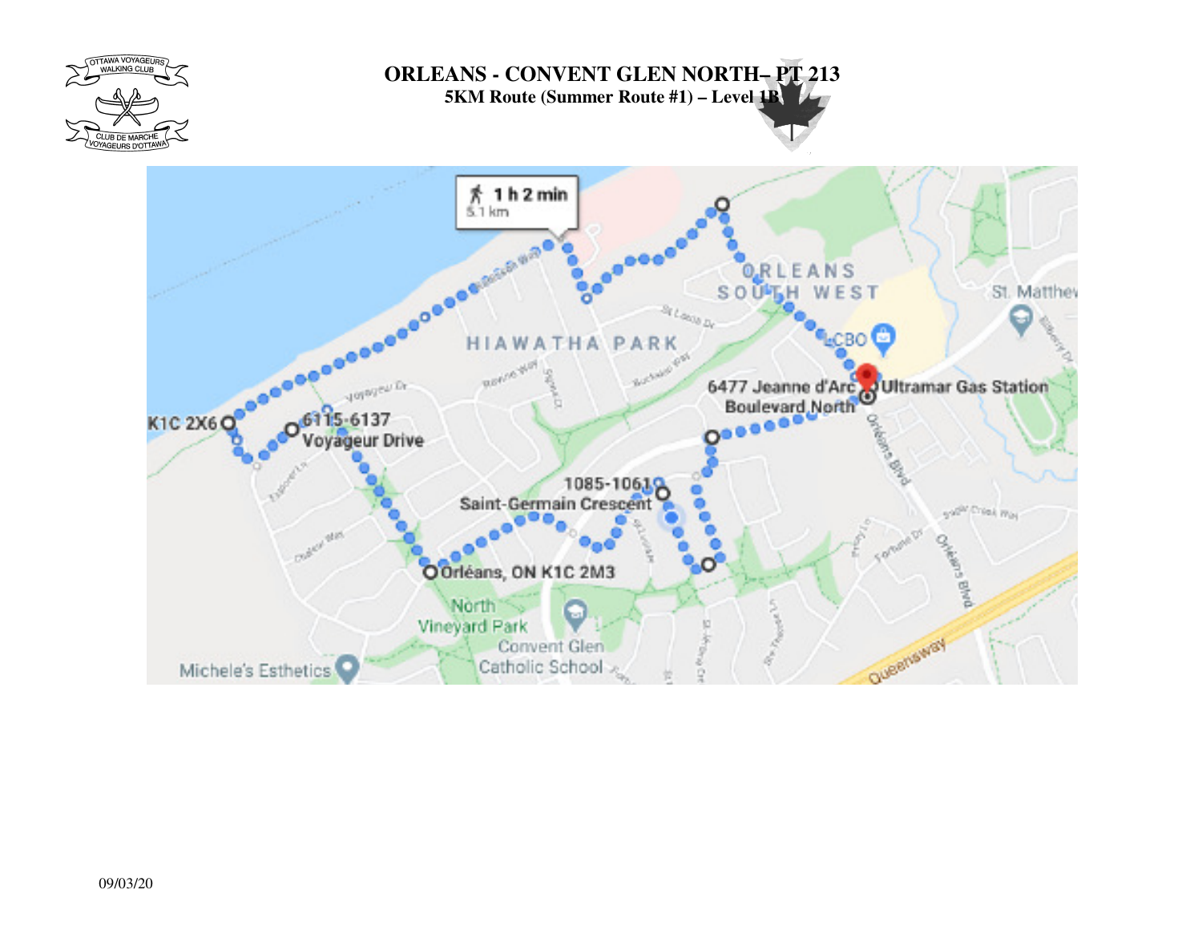# ORLEANS - CONVENT GLEN NORTH– PT 213

**5KM Route (Summer Route #1) – Level 1B**

1 h 2 min
5.1 km

ORLEANS SOUTH WEST
HIAWATHA PARK
LCBO
St. Matthew
6477 Jeanne d'Arc Boulevard North
Ultramar Gas Station
K1C 2X6
6115-6137 Voyageur Drive
1085-1061 Saint-Germain Crescent
Orléans, ON K1C 2M3
North Vineyard Park
Convent Glen Catholic School
Michele's Esthetics
Orleans Blvd
Queensway

09/03/20